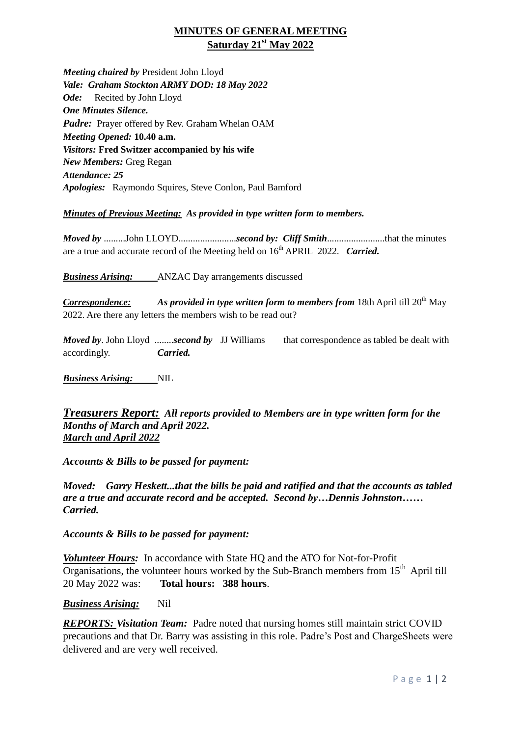# MINUTES OF GENERAL MEETING
## Saturday 21st May 2022

***Meeting chaired by*** President John Lloyd
***Vale: Graham Stockton ARMY DOD: 18 May 2022***
***Ode:*** Recited by John Lloyd
***One Minutes Silence.***
***Padre:*** Prayer offered by Rev. Graham Whelan OAM
***Meeting Opened:*** **10.40 a.m.**
***Visitors:*** **Fred Switzer accompanied by his wife**
***New Members:*** Greg Regan
***Attendance: 25***
***Apologies:*** Raymondo Squires, Steve Conlon, Paul Bamford

***Minutes of Previous Meeting:*** ***As provided in type written form to members.***

***Moved by*** .........John LLOYD........................***second by: Cliff Smith***........................that the minutes are a true and accurate record of the Meeting held on 16th APRIL 2022. ***Carried.***

***Business Arising:*** ANZAC Day arrangements discussed

***Correspondence:*** ***As provided in type written form to members from*** 18th April till 20th May 2022. Are there any letters the members wish to be read out?

***Moved by***. John Lloyd ........***second by*** JJ Williams that correspondence as tabled be dealt with accordingly. ***Carried.***

***Business Arising:*** NIL

***Treasurers Report:*** ***All reports provided to Members are in type written form for the Months of March and April 2022.***
***March and April 2022***

***Accounts & Bills to be passed for payment:***

***Moved: Garry Heskett...that the bills be paid and ratified and that the accounts as tabled are a true and accurate record and be accepted. Second by…Dennis Johnston…… Carried.***

***Accounts & Bills to be passed for payment:***

***Volunteer Hours:*** In accordance with State HQ and the ATO for Not-for-Profit Organisations, the volunteer hours worked by the Sub-Branch members from 15th April till 20 May 2022 was: **Total hours: 388 hours**.

***Business Arising:*** Nil

***REPORTS: Visitation Team:*** Padre noted that nursing homes still maintain strict COVID precautions and that Dr. Barry was assisting in this role. Padre's Post and ChargeSheets were delivered and are very well received.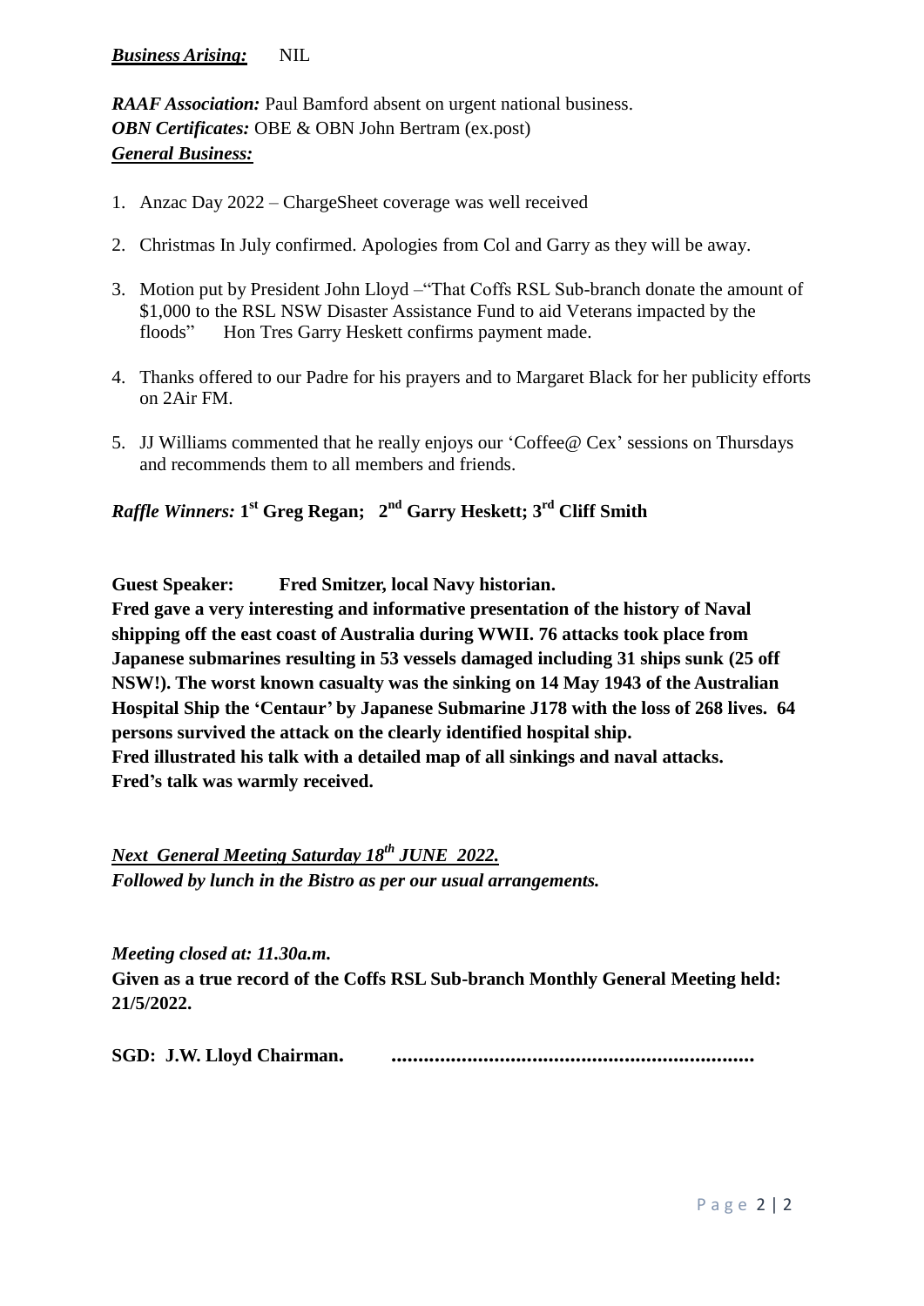***Business Arising:*** NIL

***RAAF Association:*** Paul Bamford absent on urgent national business.
***OBN Certificates:*** OBE & OBN John Bertram (ex.post)
***General Business:***

1. Anzac Day 2022 – ChargeSheet coverage was well received
2. Christmas In July confirmed. Apologies from Col and Garry as they will be away.
3. Motion put by President John Lloyd –"That Coffs RSL Sub-branch donate the amount of $1,000 to the RSL NSW Disaster Assistance Fund to aid Veterans impacted by the floods" Hon Tres Garry Heskett confirms payment made.
4. Thanks offered to our Padre for his prayers and to Margaret Black for her publicity efforts on 2Air FM.
5. JJ Williams commented that he really enjoys our 'Coffee@ Cex' sessions on Thursdays and recommends them to all members and friends.

***Raffle Winners:*** **1st Greg Regan; 2nd Garry Heskett; 3rd Cliff Smith**

**Guest Speaker: Fred Smitzer, local Navy historian.**
**Fred gave a very interesting and informative presentation of the history of Naval shipping off the east coast of Australia during WWII. 76 attacks took place from Japanese submarines resulting in 53 vessels damaged including 31 ships sunk (25 off NSW!). The worst known casualty was the sinking on 14 May 1943 of the Australian Hospital Ship the 'Centaur' by Japanese Submarine J178 with the loss of 268 lives. 64 persons survived the attack on the clearly identified hospital ship.**
**Fred illustrated his talk with a detailed map of all sinkings and naval attacks.**
**Fred's talk was warmly received.**

***Next General Meeting Saturday 18th JUNE 2022.***
*Followed by lunch in the Bistro as per our usual arrangements.*

*Meeting closed at: 11.30a.m.*
**Given as a true record of the Coffs RSL Sub-branch Monthly General Meeting held: 21/5/2022.**

**SGD: J.W. Lloyd Chairman. ..................................................................**